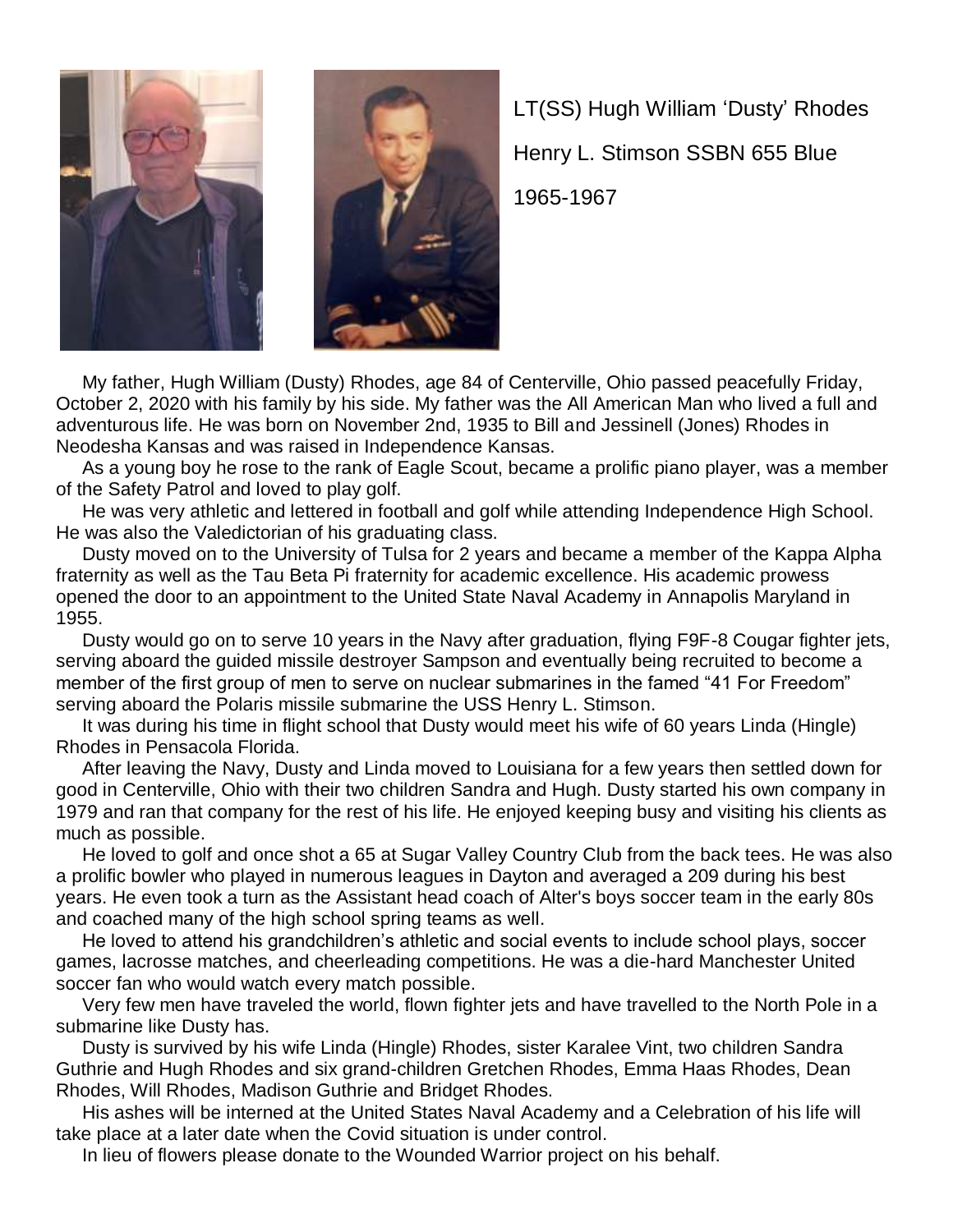LT(SS) Hugh William 'Dusty' Rhodes

Henry L. Stimson SSBN 655 Blue

1965-1967

My father, Hugh William (Dusty) Rhodes, age 84 of Centerville, Ohio passed peacefully Friday, October 2, 2020 with his family by his side. My father was the All American Man who lived a full and adventurous life. He was born on November 2nd, 1935 to Bill and Jessinell (Jones) Rhodes in Neodesha Kansas and was raised in Independence Kansas.

As a young boy he rose to the rank of Eagle Scout, became a prolific piano player, was a member of the Safety Patrol and loved to play golf.

He was very athletic and lettered in football and golf while attending Independence High School. He was also the Valedictorian of his graduating class.

Dusty moved on to the University of Tulsa for 2 years and became a member of the Kappa Alpha fraternity as well as the Tau Beta Pi fraternity for academic excellence. His academic prowess opened the door to an appointment to the United State Naval Academy in Annapolis Maryland in 1955.

Dusty would go on to serve 10 years in the Navy after graduation, flying F9F-8 Cougar fighter jets, serving aboard the guided missile destroyer Sampson and eventually being recruited to become a member of the first group of men to serve on nuclear submarines in the famed "41 For Freedom" serving aboard the Polaris missile submarine the USS Henry L. Stimson.

It was during his time in flight school that Dusty would meet his wife of 60 years Linda (Hingle) Rhodes in Pensacola Florida.

After leaving the Navy, Dusty and Linda moved to Louisiana for a few years then settled down for good in Centerville, Ohio with their two children Sandra and Hugh. Dusty started his own company in 1979 and ran that company for the rest of his life. He enjoyed keeping busy and visiting his clients as much as possible.

He loved to golf and once shot a 65 at Sugar Valley Country Club from the back tees. He was also a prolific bowler who played in numerous leagues in Dayton and averaged a 209 during his best years. He even took a turn as the Assistant head coach of Alter's boys soccer team in the early 80s and coached many of the high school spring teams as well.

He loved to attend his grandchildren's athletic and social events to include school plays, soccer games, lacrosse matches, and cheerleading competitions. He was a die-hard Manchester United soccer fan who would watch every match possible.

Very few men have traveled the world, flown fighter jets and have travelled to the North Pole in a submarine like Dusty has.

Dusty is survived by his wife Linda (Hingle) Rhodes, sister Karalee Vint, two children Sandra Guthrie and Hugh Rhodes and six grand-children Gretchen Rhodes, Emma Haas Rhodes, Dean Rhodes, Will Rhodes, Madison Guthrie and Bridget Rhodes.

His ashes will be interned at the United States Naval Academy and a Celebration of his life will take place at a later date when the Covid situation is under control.

In lieu of flowers please donate to the Wounded Warrior project on his behalf.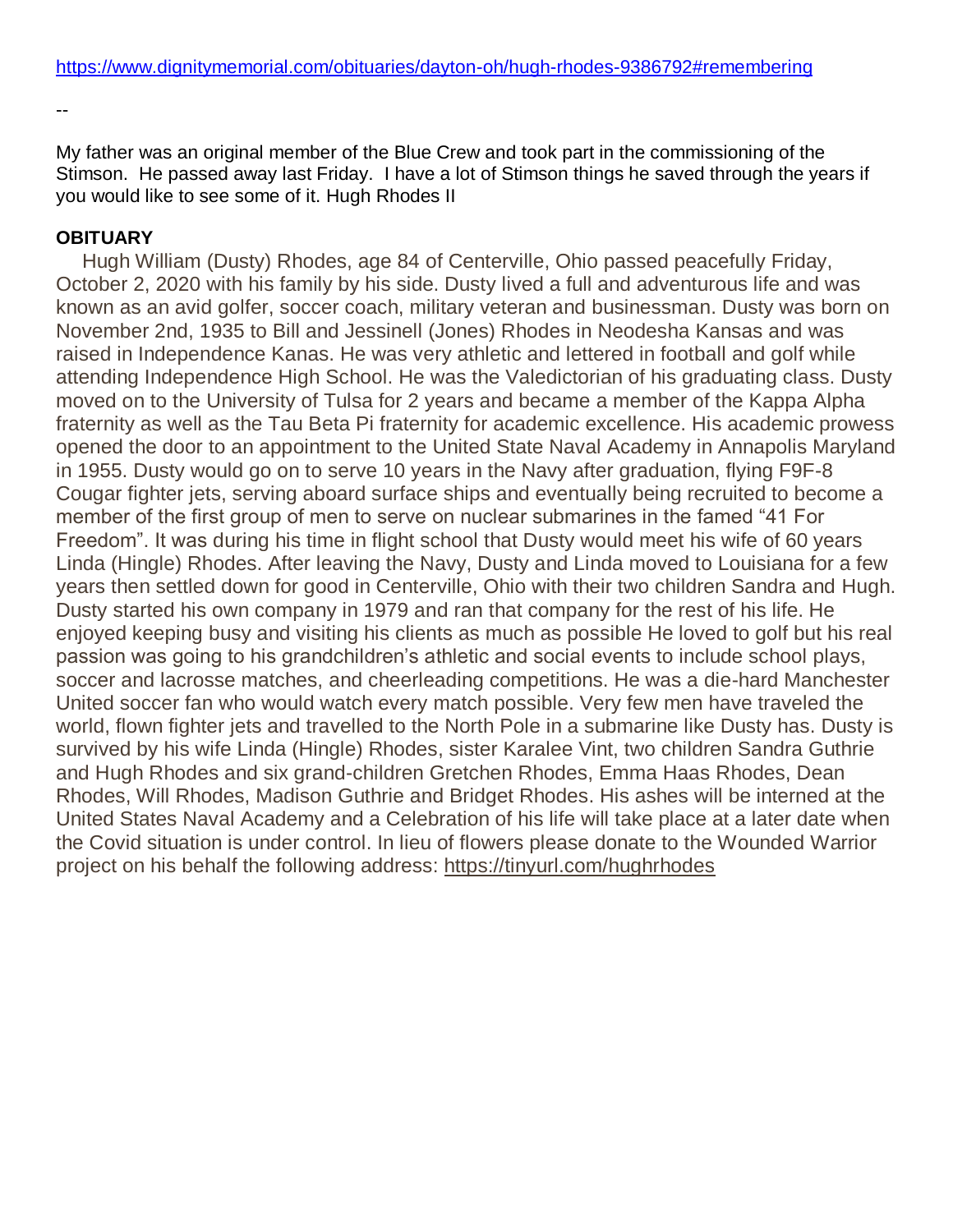https://www.dignitymemorial.com/obituaries/dayton-oh/hugh-rhodes-9386792#remembering

--

My father was an original member of the Blue Crew and took part in the commissioning of the Stimson. He passed away last Friday. I have a lot of Stimson things he saved through the years if you would like to see some of it. Hugh Rhodes II

**OBITUARY**

Hugh William (Dusty) Rhodes, age 84 of Centerville, Ohio passed peacefully Friday, October 2, 2020 with his family by his side. Dusty lived a full and adventurous life and was known as an avid golfer, soccer coach, military veteran and businessman. Dusty was born on November 2nd, 1935 to Bill and Jessinell (Jones) Rhodes in Neodesha Kansas and was raised in Independence Kanas. He was very athletic and lettered in football and golf while attending Independence High School. He was the Valedictorian of his graduating class. Dusty moved on to the University of Tulsa for 2 years and became a member of the Kappa Alpha fraternity as well as the Tau Beta Pi fraternity for academic excellence. His academic prowess opened the door to an appointment to the United State Naval Academy in Annapolis Maryland in 1955. Dusty would go on to serve 10 years in the Navy after graduation, flying F9F-8 Cougar fighter jets, serving aboard surface ships and eventually being recruited to become a member of the first group of men to serve on nuclear submarines in the famed "41 For Freedom". It was during his time in flight school that Dusty would meet his wife of 60 years Linda (Hingle) Rhodes. After leaving the Navy, Dusty and Linda moved to Louisiana for a few years then settled down for good in Centerville, Ohio with their two children Sandra and Hugh. Dusty started his own company in 1979 and ran that company for the rest of his life. He enjoyed keeping busy and visiting his clients as much as possible He loved to golf but his real passion was going to his grandchildren's athletic and social events to include school plays, soccer and lacrosse matches, and cheerleading competitions. He was a die-hard Manchester United soccer fan who would watch every match possible. Very few men have traveled the world, flown fighter jets and travelled to the North Pole in a submarine like Dusty has. Dusty is survived by his wife Linda (Hingle) Rhodes, sister Karalee Vint, two children Sandra Guthrie and Hugh Rhodes and six grand-children Gretchen Rhodes, Emma Haas Rhodes, Dean Rhodes, Will Rhodes, Madison Guthrie and Bridget Rhodes. His ashes will be interned at the United States Naval Academy and a Celebration of his life will take place at a later date when the Covid situation is under control. In lieu of flowers please donate to the Wounded Warrior project on his behalf the following address: https://tinyurl.com/hughrhodes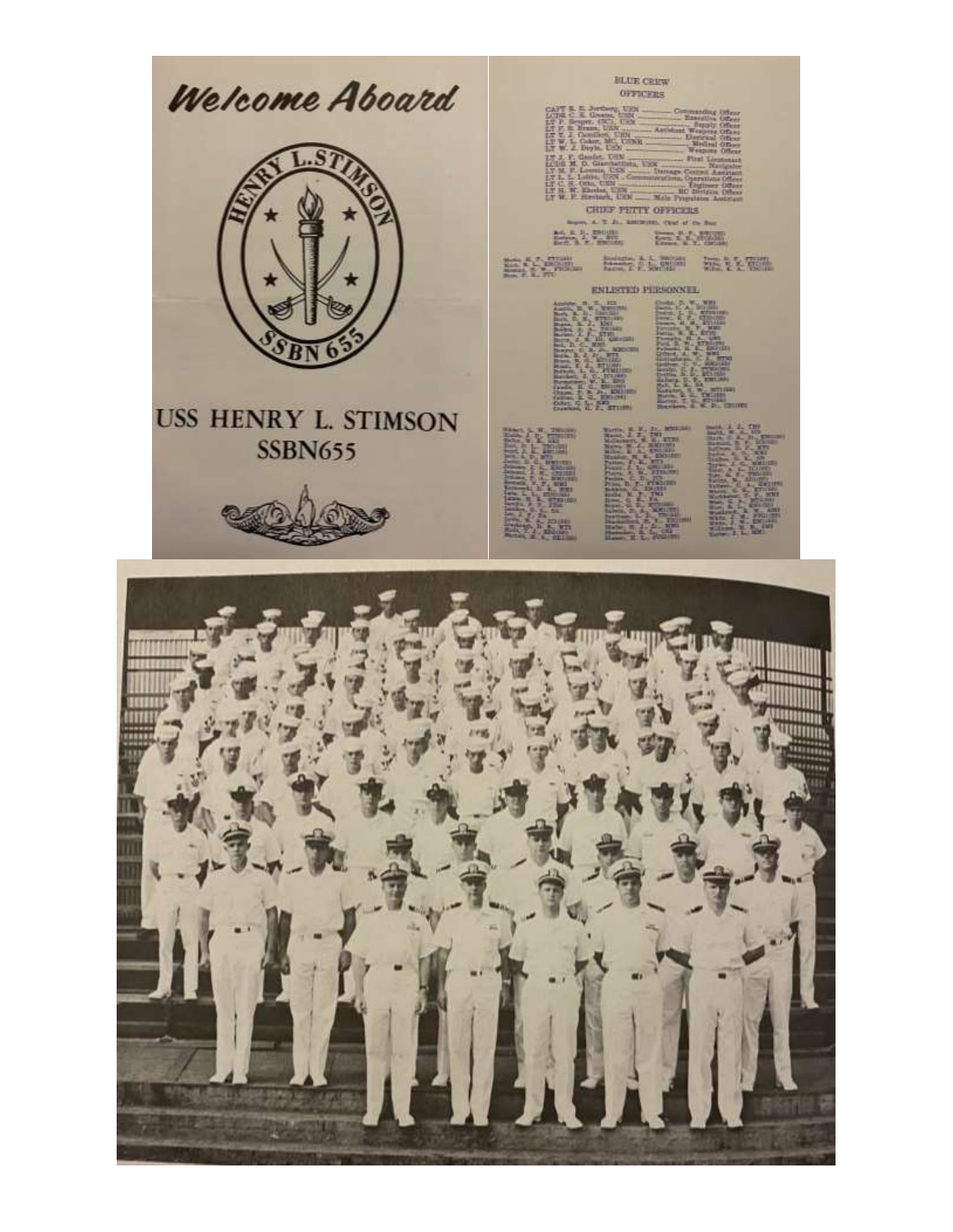# Welcome Aboard

HENRY L. STIMSON

SSBN 655

# USS HENRY L. STIMSON SSBN655

## BLUE CREW

### OFFICERS

CAPT R. E. Jortberg, USN ............ Commanding Officer
LCDR C. E. Greene, USN ............ Executive Officer
LT P. Berger, (SC), USN ............ Supply Officer
LT F. R. Brase, USN ............ Assistant Weapons Officer
LT T. J. Cavallaro, USN ............ Electrical Officer
LT W. L. Coker, MC, USNR ............ Medical Officer
LT W. J. Doyle, USN ............ Weapons Officer
LT J. F. Gaudet, USN ............ First Lieutenant
LCDR M. D. Giambattista, USN ............ Navigator
LT M. P. Loomis, USN ............ Damage Control Assistant
LT L. L. Lobbs, USN ............ Communications, Operations Officer
LT C. H. Otto, USN ............ Engineer Officer
LT R. W. Rhodes, USN ............ RC Division Officer
LT W. F. Strobach, USN ............ Main Propulsion Assistant

### CHIEF PETTY OFFICERS

### ENLISTED PERSONNEL